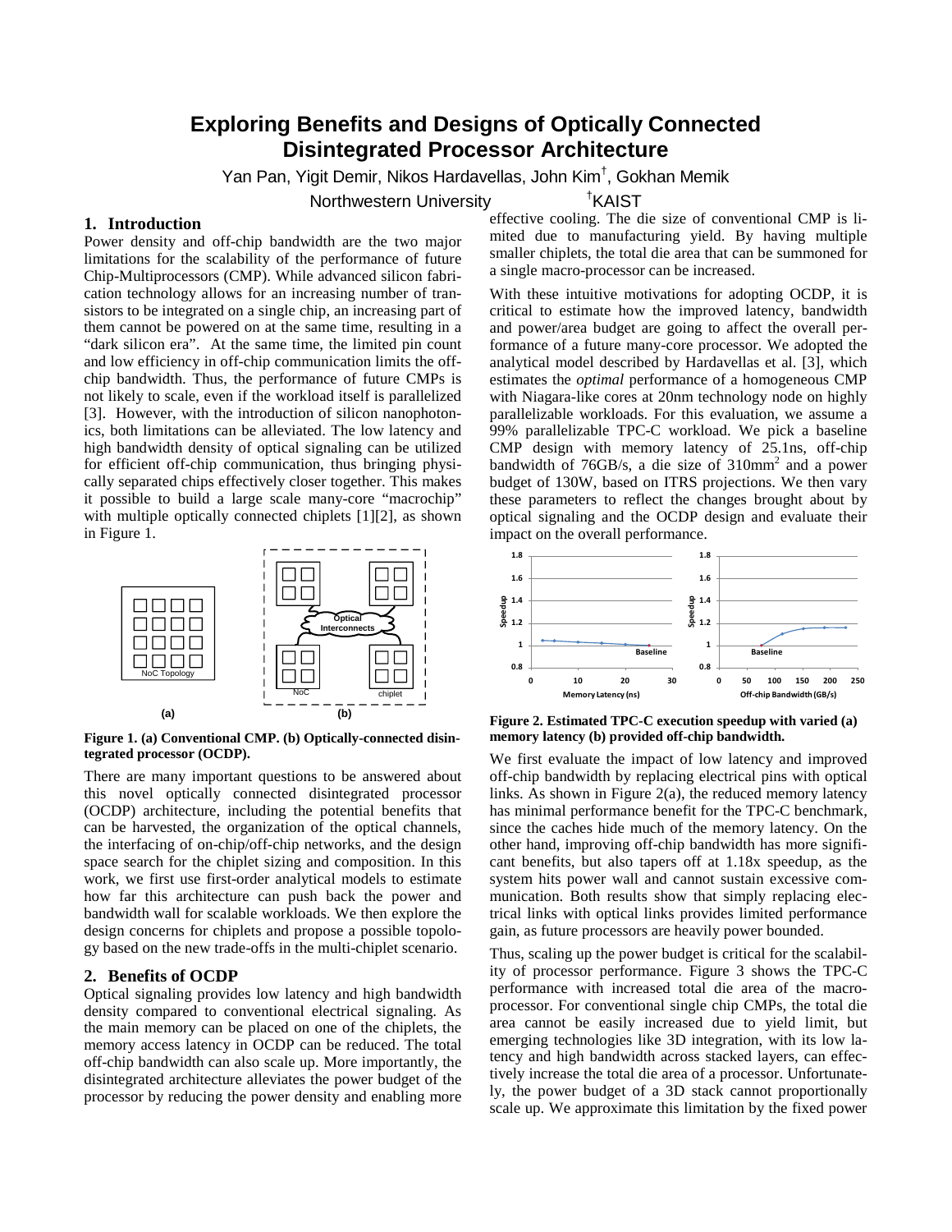# Exploring Benefits and Designs of Optically Connected Disintegrated Processor Architecture

Yan Pan, Yigit Demir, Nikos Hardavellas, John Kim[†], Gokhan Memik

Northwestern University [†]KAIST

## 1. Introduction

Power density and off-chip bandwidth are the two major limitations for the scalability of the performance of future Chip-Multiprocessors (CMP). While advanced silicon fabrication technology allows for an increasing number of transistors to be integrated on a single chip, an increasing part of them cannot be powered on at the same time, resulting in a "dark silicon era". At the same time, the limited pin count and low efficiency in off-chip communication limits the off-chip bandwidth. Thus, the performance of future CMPs is not likely to scale, even if the workload itself is parallelized [3]. However, with the introduction of silicon nanophotonics, both limitations can be alleviated. The low latency and high bandwidth density of optical signaling can be utilized for efficient off-chip communication, thus bringing physically separated chips effectively closer together. This makes it possible to build a large scale many-core "macrochip" with multiple optically connected chiplets [1][2], as shown in Figure 1.

**Figure 1. (a) Conventional CMP. (b) Optically-connected disintegrated processor (OCDP).**

There are many important questions to be answered about this novel optically connected disintegrated processor (OCDP) architecture, including the potential benefits that can be harvested, the organization of the optical channels, the interfacing of on-chip/off-chip networks, and the design space search for the chiplet sizing and composition. In this work, we first use first-order analytical models to estimate how far this architecture can push back the power and bandwidth wall for scalable workloads. We then explore the design concerns for chiplets and propose a possible topology based on the new trade-offs in the multi-chiplet scenario.

## 2. Benefits of OCDP

Optical signaling provides low latency and high bandwidth density compared to conventional electrical signaling. As the main memory can be placed on one of the chiplets, the memory access latency in OCDP can be reduced. The total off-chip bandwidth can also scale up. More importantly, the disintegrated architecture alleviates the power budget of the processor by reducing the power density and enabling more effective cooling. The die size of conventional CMP is limited due to manufacturing yield. By having multiple smaller chiplets, the total die area that can be summoned for a single macro-processor can be increased.

With these intuitive motivations for adopting OCDP, it is critical to estimate how the improved latency, bandwidth and power/area budget are going to affect the overall performance of a future many-core processor. We adopted the analytical model described by Hardavellas et al. [3], which estimates the *optimal* performance of a homogeneous CMP with Niagara-like cores at 20nm technology node on highly parallelizable workloads. For this evaluation, we assume a 99% parallelizable TPC-C workload. We pick a baseline CMP design with memory latency of 25.1ns, off-chip bandwidth of 76GB/s, a die size of 310mm$^2$ and a power budget of 130W, based on ITRS projections. We then vary these parameters to reflect the changes brought about by optical signaling and the OCDP design and evaluate their impact on the overall performance.

**Figure 2. Estimated TPC-C execution speedup with varied (a) memory latency (b) provided off-chip bandwidth.**

We first evaluate the impact of low latency and improved off-chip bandwidth by replacing electrical pins with optical links. As shown in Figure 2(a), the reduced memory latency has minimal performance benefit for the TPC-C benchmark, since the caches hide much of the memory latency. On the other hand, improving off-chip bandwidth has more significant benefits, but also tapers off at 1.18x speedup, as the system hits power wall and cannot sustain excessive communication. Both results show that simply replacing electrical links with optical links provides limited performance gain, as future processors are heavily power bounded.

Thus, scaling up the power budget is critical for the scalability of processor performance. Figure 3 shows the TPC-C performance with increased total die area of the macro-processor. For conventional single chip CMPs, the total die area cannot be easily increased due to yield limit, but emerging technologies like 3D integration, with its low latency and high bandwidth across stacked layers, can effectively increase the total die area of a processor. Unfortunately, the power budget of a 3D stack cannot proportionally scale up. We approximate this limitation by the fixed power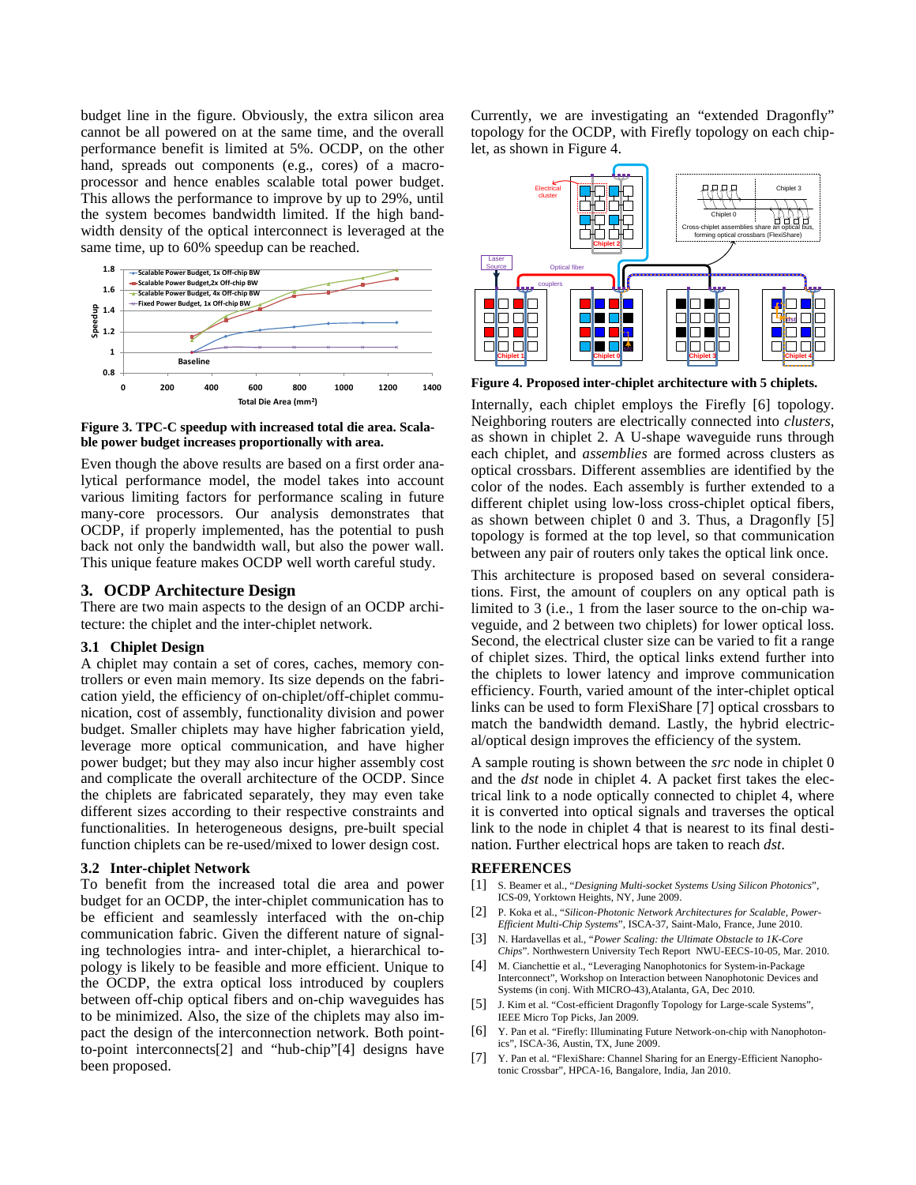budget line in the figure. Obviously, the extra silicon area cannot be all powered on at the same time, and the overall performance benefit is limited at 5%. OCDP, on the other hand, spreads out components (e.g., cores) of a macro-processor and hence enables scalable total power budget. This allows the performance to improve by up to 29%, until the system becomes bandwidth limited. If the high bandwidth density of the optical interconnect is leveraged at the same time, up to 60% speedup can be reached.

Scalable Power Budget, 1x Off-chip BW
Scalable Power Budget,2x Off-chip BW
Scalable Power Budget, 4x Off-chip BW
Fixed Power Budget, 1x Off-chip BW
Speedup
1.8
1.6
1.4
1.2
1
0.8
Baseline
0 200 400 600 800 1000 1200 1400
Total Die Area (mm²)

**Figure 3. TPC-C speedup with increased total die area. Scalable power budget increases proportionally with area.**

Even though the above results are based on a first order analytical performance model, the model takes into account various limiting factors for performance scaling in future many-core processors. Our analysis demonstrates that OCDP, if properly implemented, has the potential to push back not only the bandwidth wall, but also the power wall. This unique feature makes OCDP well worth careful study.

## 3. OCDP Architecture Design

There are two main aspects to the design of an OCDP architecture: the chiplet and the inter-chiplet network.

### 3.1 Chiplet Design

A chiplet may contain a set of cores, caches, memory controllers or even main memory. Its size depends on the fabrication yield, the efficiency of on-chiplet/off-chiplet communication, cost of assembly, functionality division and power budget. Smaller chiplets may have higher fabrication yield, leverage more optical communication, and have higher power budget; but they may also incur higher assembly cost and complicate the overall architecture of the OCDP. Since the chiplets are fabricated separately, they may even take different sizes according to their respective constraints and functionalities. In heterogeneous designs, pre-built special function chiplets can be re-used/mixed to lower design cost.

### 3.2 Inter-chiplet Network

To benefit from the increased total die area and power budget for an OCDP, the inter-chiplet communication has to be efficient and seamlessly interfaced with the on-chip communication fabric. Given the different nature of signaling technologies intra- and inter-chiplet, a hierarchical topology is likely to be feasible and more efficient. Unique to the OCDP, the extra optical loss introduced by couplers between off-chip optical fibers and on-chip waveguides has to be minimized. Also, the size of the chiplets may also impact the design of the interconnection network. Both point-to-point interconnects[2] and "hub-chip"[4] designs have been proposed.

Currently, we are investigating an "extended Dragonfly" topology for the OCDP, with Firefly topology on each chiplet, as shown in Figure 4.

Electrical cluster
Chiplet 2
Chiplet 3
Chiplet 0
Cross-chiplet assemblies share an optical bus, forming optical crossbars (FlexiShare)
Laser Source
Optical fiber
couplers
Chiplet 1
Chiplet 0
Chiplet 3
Chiplet 4
dst

**Figure 4. Proposed inter-chiplet architecture with 5 chiplets.**

Internally, each chiplet employs the Firefly [6] topology. Neighboring routers are electrically connected into *clusters*, as shown in chiplet 2. A U-shape waveguide runs through each chiplet, and *assemblies* are formed across clusters as optical crossbars. Different assemblies are identified by the color of the nodes. Each assembly is further extended to a different chiplet using low-loss cross-chiplet optical fibers, as shown between chiplet 0 and 3. Thus, a Dragonfly [5] topology is formed at the top level, so that communication between any pair of routers only takes the optical link once.

This architecture is proposed based on several considerations. First, the amount of couplers on any optical path is limited to 3 (i.e., 1 from the laser source to the on-chip waveguide, and 2 between two chiplets) for lower optical loss. Second, the electrical cluster size can be varied to fit a range of chiplet sizes. Third, the optical links extend further into the chiplets to lower latency and improve communication efficiency. Fourth, varied amount of the inter-chiplet optical links can be used to form FlexiShare [7] optical crossbars to match the bandwidth demand. Lastly, the hybrid electrical/optical design improves the efficiency of the system.

A sample routing is shown between the *src* node in chiplet 0 and the *dst* node in chiplet 4. A packet first takes the electrical link to a node optically connected to chiplet 4, where it is converted into optical signals and traverses the optical link to the node in chiplet 4 that is nearest to its final destination. Further electrical hops are taken to reach *dst*.

## REFERENCES

[1] S. Beamer et al., "*Designing Multi-socket Systems Using Silicon Photonics*", ICS-09, Yorktown Heights, NY, June 2009.

[2] P. Koka et al., "*Silicon-Photonic Network Architectures for Scalable, Power-Efficient Multi-Chip Systems*", ISCA-37, Saint-Malo, France, June 2010.

[3] N. Hardavellas et al., "*Power Scaling: the Ultimate Obstacle to 1K-Core Chips*". Northwestern University Tech Report NWU-EECS-10-05, Mar. 2010.

[4] M. Cianchettie et al., "Leveraging Nanophotonics for System-in-Package Interconnect", Workshop on Interaction between Nanophotonic Devices and Systems (in conj. With MICRO-43),Atalanta, GA, Dec 2010.

[5] J. Kim et al. "Cost-efficient Dragonfly Topology for Large-scale Systems", IEEE Micro Top Picks, Jan 2009.

[6] Y. Pan et al. "Firefly: Illuminating Future Network-on-chip with Nanophotonics", ISCA-36, Austin, TX, June 2009.

[7] Y. Pan et al. "FlexiShare: Channel Sharing for an Energy-Efficient Nanophotonic Crossbar", HPCA-16, Bangalore, India, Jan 2010.